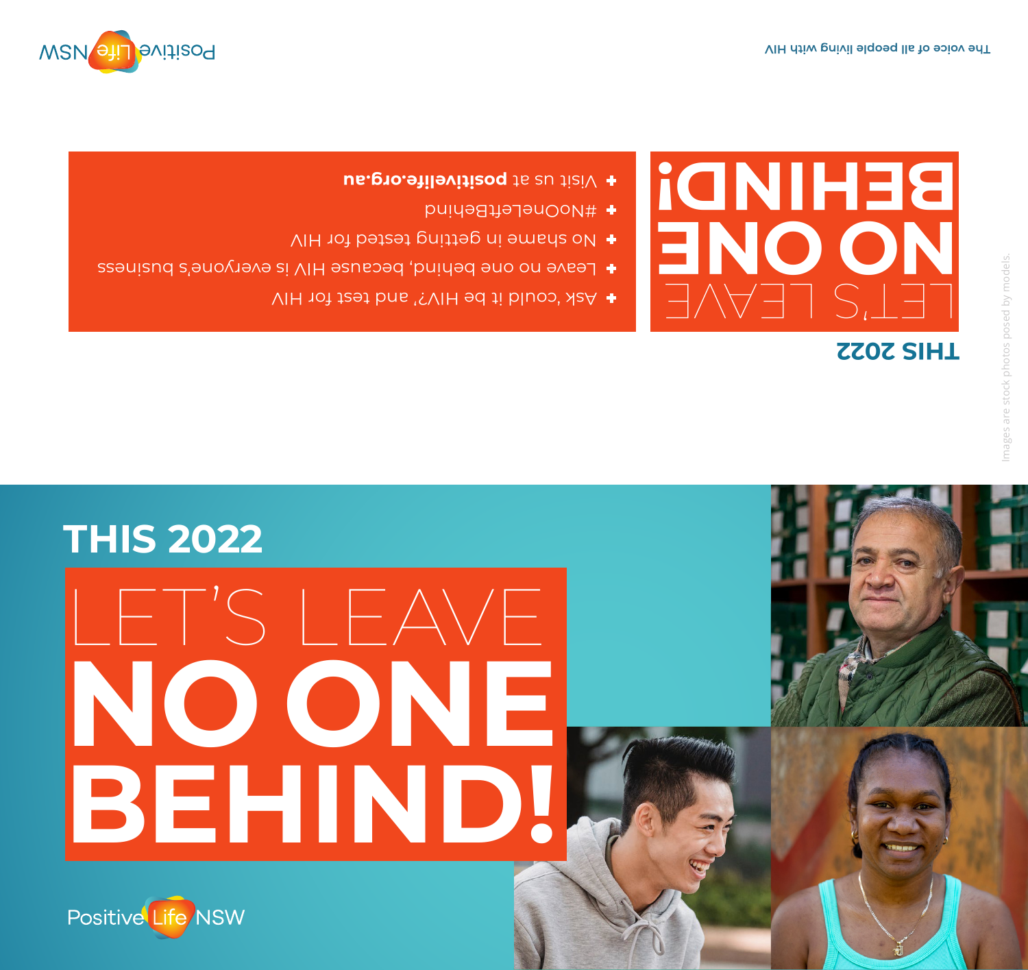Positive Life NSW

The voice of all people living with HIV

THIS 2022

# LET'S LEAVE NO ONE BEHIND!

- Ask 'could it be HIV?' and test for HIV
- Leave no one behind, because HIV is everyone's business
- No shame in getting tested for HIV
- #NoOneLeftBehind
- Visit us at **positivelife.org.au**

Images are stock photos posed by models.

THIS 2022

# LET'S LEAVE NO ONE BEHIND!

Positive Life NSW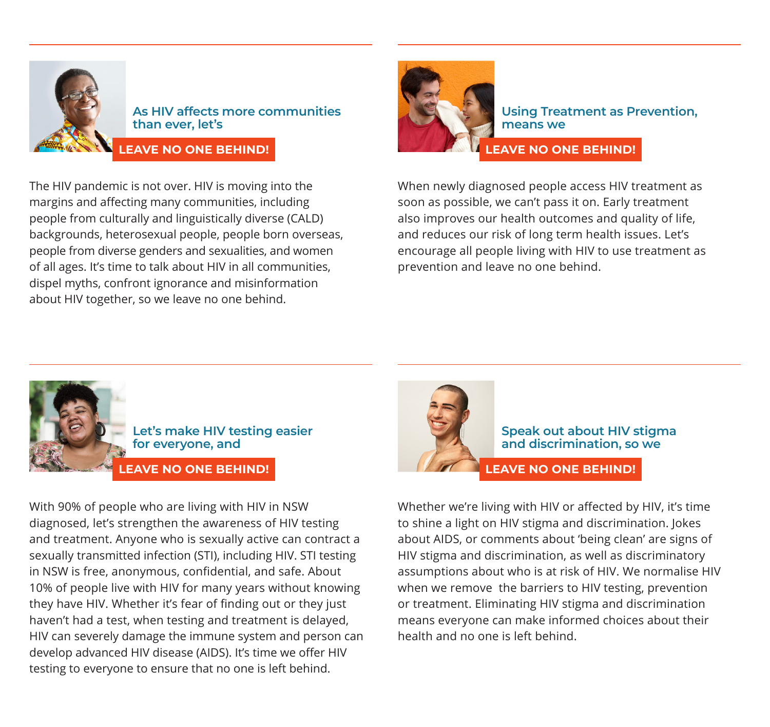### As HIV affects more communities than ever, let's

**LEAVE NO ONE BEHIND!**

The HIV pandemic is not over. HIV is moving into the margins and affecting many communities, including people from culturally and linguistically diverse (CALD) backgrounds, heterosexual people, people born overseas, people from diverse genders and sexualities, and women of all ages. It's time to talk about HIV in all communities, dispel myths, confront ignorance and misinformation about HIV together, so we leave no one behind.

### Using Treatment as Prevention, means we

**LEAVE NO ONE BEHIND!**

When newly diagnosed people access HIV treatment as soon as possible, we can't pass it on. Early treatment also improves our health outcomes and quality of life, and reduces our risk of long term health issues. Let's encourage all people living with HIV to use treatment as prevention and leave no one behind.

### Let's make HIV testing easier for everyone, and

**LEAVE NO ONE BEHIND!**

With 90% of people who are living with HIV in NSW diagnosed, let's strengthen the awareness of HIV testing and treatment. Anyone who is sexually active can contract a sexually transmitted infection (STI), including HIV. STI testing in NSW is free, anonymous, confidential, and safe. About 10% of people live with HIV for many years without knowing they have HIV. Whether it's fear of finding out or they just haven't had a test, when testing and treatment is delayed, HIV can severely damage the immune system and person can develop advanced HIV disease (AIDS). It's time we offer HIV testing to everyone to ensure that no one is left behind.

### Speak out about HIV stigma and discrimination, so we

**LEAVE NO ONE BEHIND!**

Whether we're living with HIV or affected by HIV, it's time to shine a light on HIV stigma and discrimination. Jokes about AIDS, or comments about 'being clean' are signs of HIV stigma and discrimination, as well as discriminatory assumptions about who is at risk of HIV. We normalise HIV when we remove the barriers to HIV testing, prevention or treatment. Eliminating HIV stigma and discrimination means everyone can make informed choices about their health and no one is left behind.